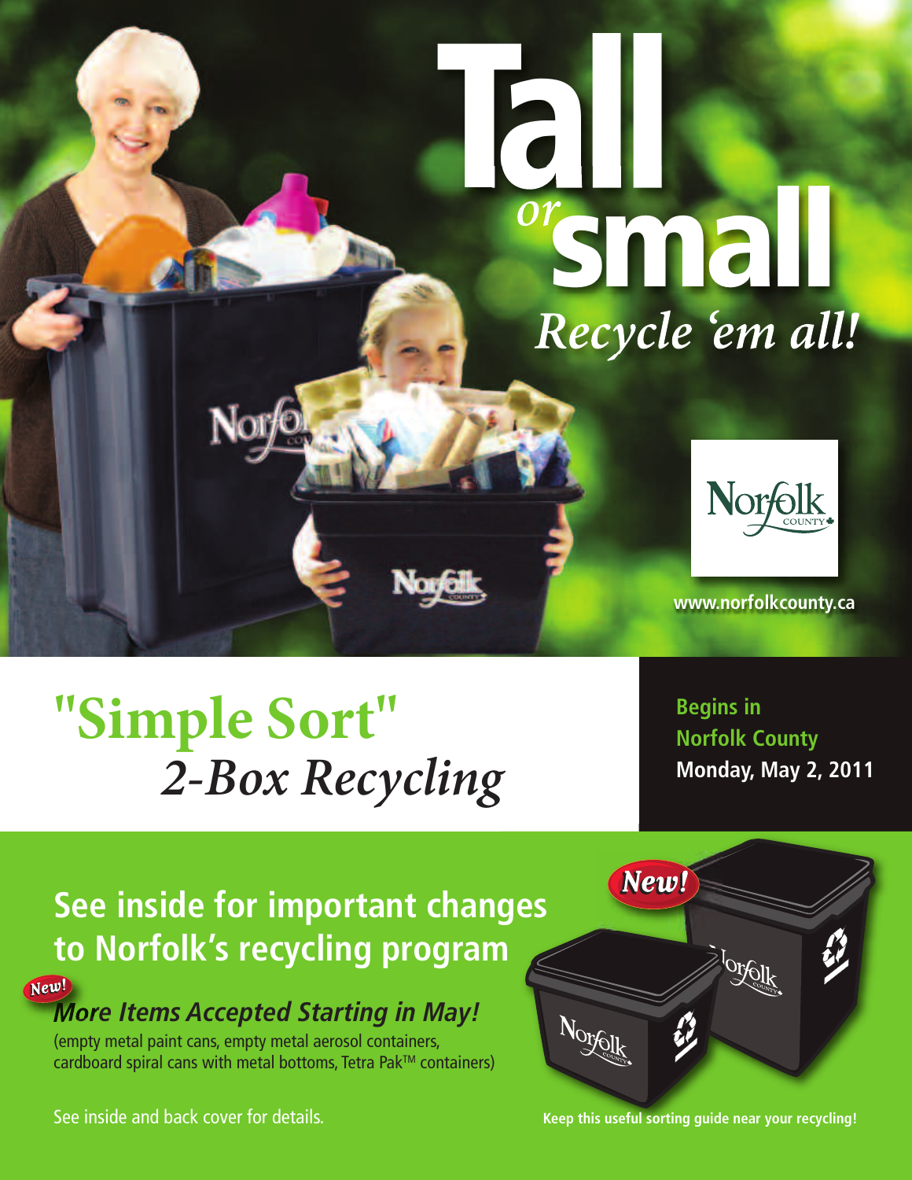# Tall *or* small

*Recycle 'em all!*

www.norfolkcounty.ca

# "Simple Sort" *2-Box Recycling*

**Begins in Norfolk County**
**Monday, May 2, 2011**

## See inside for important changes to Norfolk's recycling program

***New!* More Items Accepted Starting in May!**

(empty metal paint cans, empty metal aerosol containers, cardboard spiral cans with metal bottoms, Tetra Pak™ containers)

See inside and back cover for details.

**Keep this useful sorting guide near your recycling!**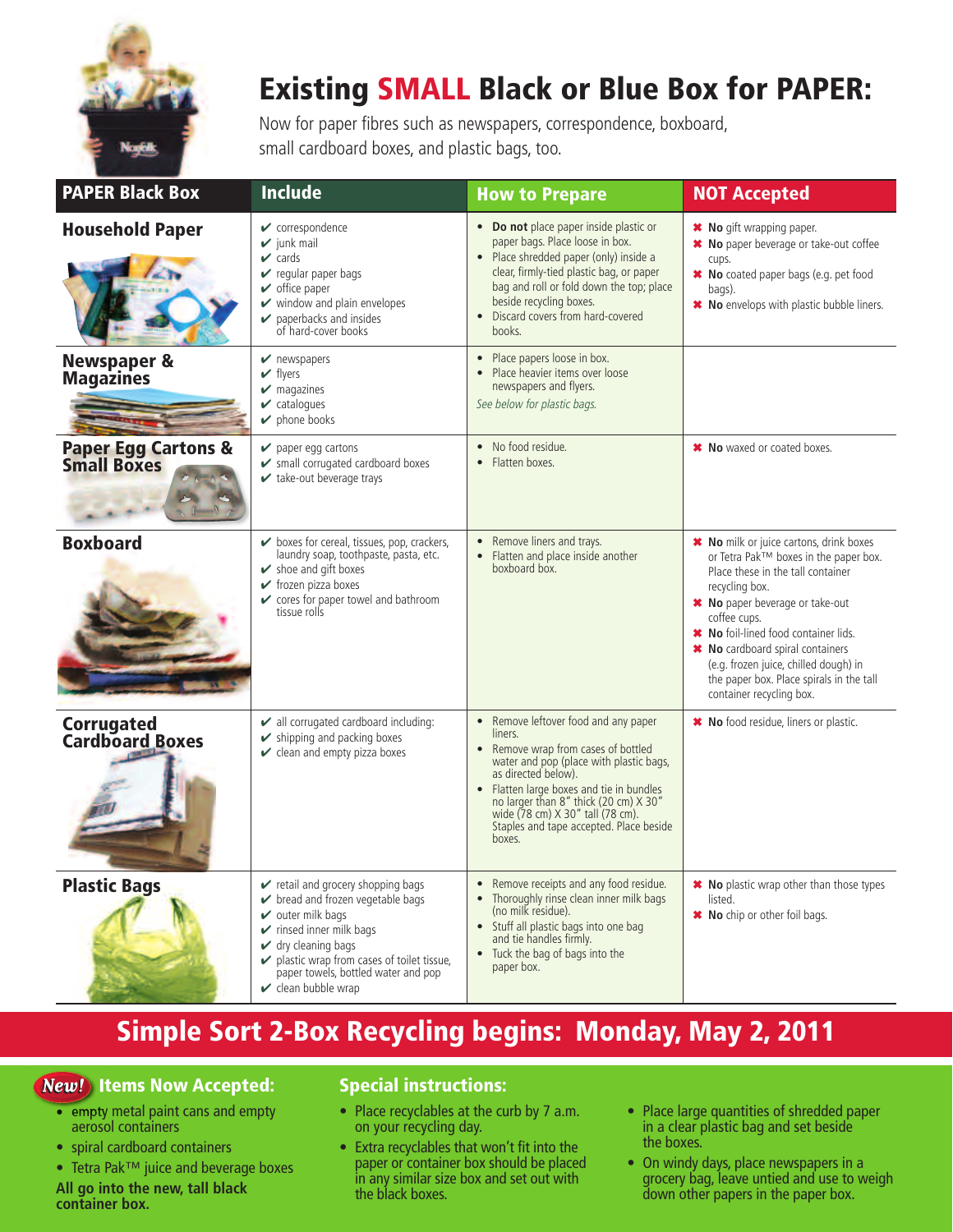# Existing SMALL Black or Blue Box for PAPER:

Now for paper fibres such as newspapers, correspondence, boxboard, small cardboard boxes, and plastic bags, too.

| PAPER Black Box | Include | How to Prepare | NOT Accepted |
|---|---|---|---|
| **Household Paper** | ✔ correspondence<br>✔ junk mail<br>✔ cards<br>✔ regular paper bags<br>✔ office paper<br>✔ window and plain envelopes<br>✔ paperbacks and insides of hard-cover books | • **Do not** place paper inside plastic or paper bags. Place loose in box.<br>• Place shredded paper (only) inside a clear, firmly-tied plastic bag, or paper bag and roll or fold down the top; place beside recycling boxes.<br>• Discard covers from hard-covered books. | ✖ **No** gift wrapping paper.<br>✖ **No** paper beverage or take-out coffee cups.<br>✖ **No** coated paper bags (e.g. pet food bags).<br>✖ **No** envelops with plastic bubble liners. |
| **Newspaper & Magazines** | ✔ newspapers<br>✔ flyers<br>✔ magazines<br>✔ catalogues<br>✔ phone books | • Place papers loose in box.<br>• Place heavier items over loose newspapers and flyers.<br>*See below for plastic bags.* | |
| **Paper Egg Cartons & Small Boxes** | ✔ paper egg cartons<br>✔ small corrugated cardboard boxes<br>✔ take-out beverage trays | • No food residue.<br>• Flatten boxes. | ✖ **No** waxed or coated boxes. |
| **Boxboard** | ✔ boxes for cereal, tissues, pop, crackers, laundry soap, toothpaste, pasta, etc.<br>✔ shoe and gift boxes<br>✔ frozen pizza boxes<br>✔ cores for paper towel and bathroom tissue rolls | • Remove liners and trays.<br>• Flatten and place inside another boxboard box. | ✖ **No** milk or juice cartons, drink boxes or Tetra Pak™ boxes in the paper box. Place these in the tall container recycling box.<br>✖ **No** paper beverage or take-out coffee cups.<br>✖ **No** foil-lined food container lids.<br>✖ **No** cardboard spiral containers (e.g. frozen juice, chilled dough) in the paper box. Place spirals in the tall container recycling box. |
| **Corrugated Cardboard Boxes** | ✔ all corrugated cardboard including:<br>✔ shipping and packing boxes<br>✔ clean and empty pizza boxes | • Remove leftover food and any paper liners.<br>• Remove wrap from cases of bottled water and pop (place with plastic bags, as directed below).<br>• Flatten large boxes and tie in bundles no larger than 8" thick (20 cm) X 30" wide (78 cm) X 30" tall (78 cm). Staples and tape accepted. Place beside boxes. | ✖ **No** food residue, liners or plastic. |
| **Plastic Bags** | ✔ retail and grocery shopping bags<br>✔ bread and frozen vegetable bags<br>✔ outer milk bags<br>✔ rinsed inner milk bags<br>✔ dry cleaning bags<br>✔ plastic wrap from cases of toilet tissue, paper towels, bottled water and pop<br>✔ clean bubble wrap | • Remove receipts and any food residue.<br>• Thoroughly rinse clean inner milk bags (no milk residue).<br>• Stuff all plastic bags into one bag and tie handles firmly.<br>• Tuck the bag of bags into the paper box. | ✖ **No** plastic wrap other than those types listed.<br>✖ **No** chip or other foil bags. |

## Simple Sort 2-Box Recycling begins: Monday, May 2, 2011

### New! Items Now Accepted:

- empty metal paint cans and empty aerosol containers
- spiral cardboard containers
- Tetra Pak™ juice and beverage boxes

**All go into the new, tall black container box.**

### Special instructions:

- Place recyclables at the curb by 7 a.m. on your recycling day.
- Extra recyclables that won't fit into the paper or container box should be placed in any similar size box and set out with the black boxes.
- Place large quantities of shredded paper in a clear plastic bag and set beside the boxes.
- On windy days, place newspapers in a grocery bag, leave untied and use to weigh down other papers in the paper box.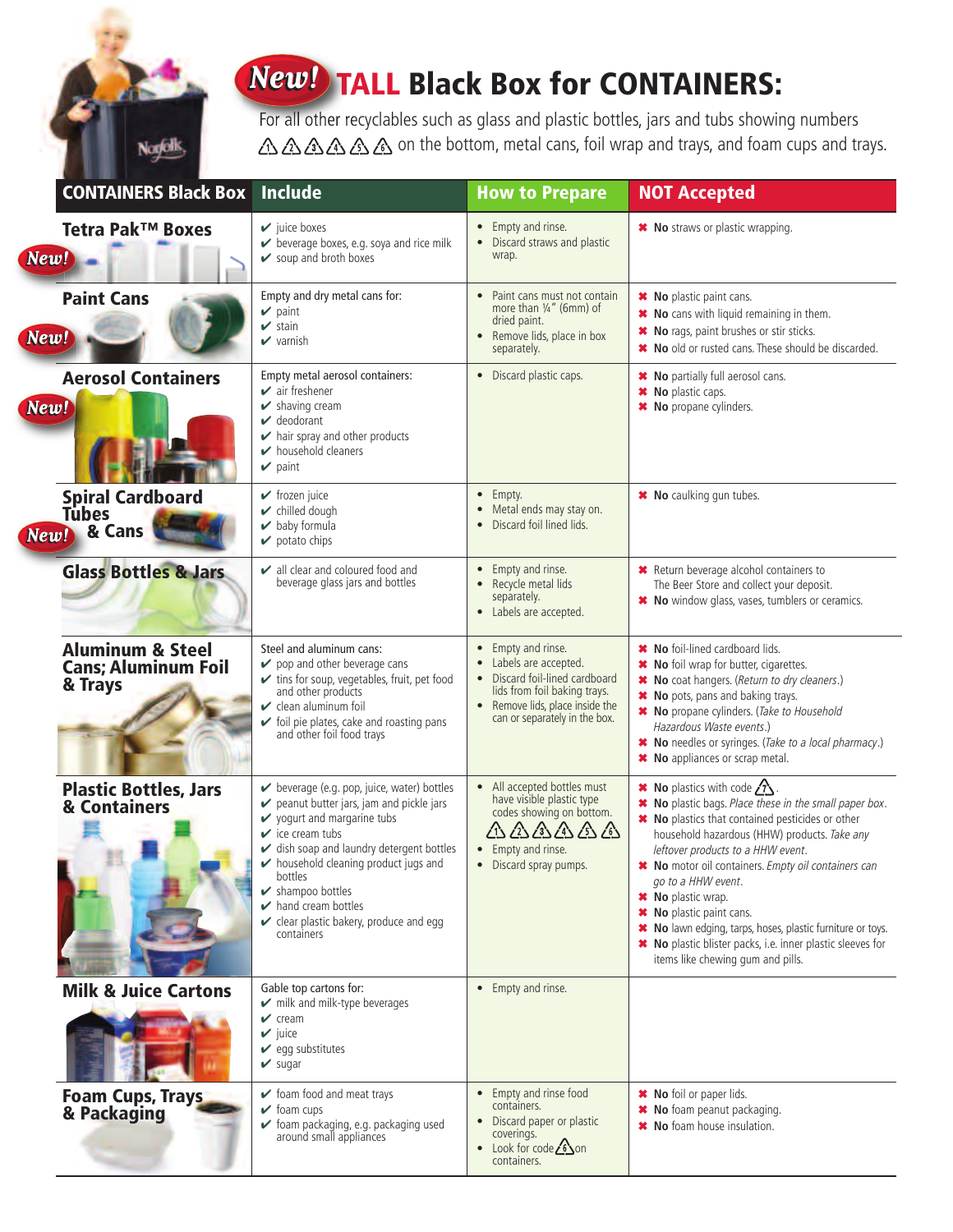# New! TALL Black Box for CONTAINERS:

For all other recyclables such as glass and plastic bottles, jars and tubs showing numbers 1 2 3 4 5 6 on the bottom, metal cans, foil wrap and trays, and foam cups and trays.

| CONTAINERS Black Box | Include | How to Prepare | NOT Accepted |
|---|---|---|---|
| **Tetra Pak™ Boxes** New! | ✔ juice boxes<br>✔ beverage boxes, e.g. soya and rice milk<br>✔ soup and broth boxes | • Empty and rinse.<br>• Discard straws and plastic wrap. | ✖ **No** straws or plastic wrapping. |
| **Paint Cans** New! | Empty and dry metal cans for:<br>✔ paint<br>✔ stain<br>✔ varnish | • Paint cans must not contain more than ¼" (6mm) of dried paint.<br>• Remove lids, place in box separately. | ✖ **No** plastic paint cans.<br>✖ **No** cans with liquid remaining in them.<br>✖ **No** rags, paint brushes or stir sticks.<br>✖ **No** old or rusted cans. These should be discarded. |
| **Aerosol Containers** New! | Empty metal aerosol containers:<br>✔ air freshener<br>✔ shaving cream<br>✔ deodorant<br>✔ hair spray and other products<br>✔ household cleaners<br>✔ paint | • Discard plastic caps. | ✖ **No** partially full aerosol cans.<br>✖ **No** plastic caps.<br>✖ **No** propane cylinders. |
| **Spiral Cardboard Tubes & Cans** New! | ✔ frozen juice<br>✔ chilled dough<br>✔ baby formula<br>✔ potato chips | • Empty.<br>• Metal ends may stay on.<br>• Discard foil lined lids. | ✖ **No** caulking gun tubes. |
| **Glass Bottles & Jars** | ✔ all clear and coloured food and beverage glass jars and bottles | • Empty and rinse.<br>• Remove metal lids separately.<br>• Labels are accepted. | ✖ Return beverage alcohol containers to The Beer Store and collect your deposit.<br>✖ **No** window glass, vases, tumblers or ceramics. |
| **Aluminum & Steel Cans; Aluminum Foil & Trays** | Steel and aluminum cans:<br>✔ pop and other beverage cans<br>✔ tins for soup, vegetables, fruit, pet food and other products<br>✔ clean aluminum foil<br>✔ foil pie plates, cake and roasting pans and other foil food trays | • Empty and rinse.<br>• Labels are accepted.<br>• Discard foil-lined cardboard lids from foil baking trays.<br>• Remove lids, place inside the can or separately in the box. | ✖ **No** foil-lined cardboard lids.<br>✖ **No** foil wrap for butter, cigarettes.<br>✖ **No** coat hangers. (*Return to dry cleaners.*)<br>✖ **No** pots, pans and baking trays.<br>✖ **No** propane cylinders. (*Take to Household Hazardous Waste events.*)<br>✖ **No** needles or syringes. (*Take to a local pharmacy.*)<br>✖ **No** appliances or scrap metal. |
| **Plastic Bottles, Jars & Containers** | ✔ beverage (e.g. pop, juice, water) bottles<br>✔ peanut butter jars, jam and pickle jars<br>✔ yogurt and margarine tubs<br>✔ ice cream tubs<br>✔ dish soap and laundry detergent bottles<br>✔ household cleaning product jugs and bottles<br>✔ shampoo bottles<br>✔ hand cream bottles<br>✔ clear plastic bakery, produce and egg containers | • All accepted bottles must have visible plastic type codes showing on bottom. 1 2 3 4 5 6<br>• Empty and rinse.<br>• Discard spray pumps. | ✖ **No** plastics with code 7.<br>✖ **No** plastic bags. *Place these in the small paper box.*<br>✖ **No** plastics that contained pesticides or other household hazardous (HHW) products. *Take any leftover products to a HHW event.*<br>✖ **No** motor oil containers. *Empty oil containers can go to a HHW event.*<br>✖ **No** plastic wrap.<br>✖ **No** plastic paint cans.<br>✖ **No** lawn edging, tarps, hoses, plastic furniture or toys.<br>✖ **No** plastic blister packs, i.e. inner plastic sleeves for items like chewing gum and pills. |
| **Milk & Juice Cartons** | Gable top cartons for:<br>✔ milk and milk-type beverages<br>✔ cream<br>✔ juice<br>✔ egg substitutes<br>✔ sugar | • Empty and rinse. | |
| **Foam Cups, Trays & Packaging** | ✔ foam food and meat trays<br>✔ foam cups<br>✔ foam packaging, e.g. packaging used around small appliances | • Empty and rinse food containers.<br>• Discard paper or plastic coverings.<br>• Look for code 6 on containers. | ✖ **No** foil or paper lids.<br>✖ **No** foam peanut packaging.<br>✖ **No** foam house insulation. |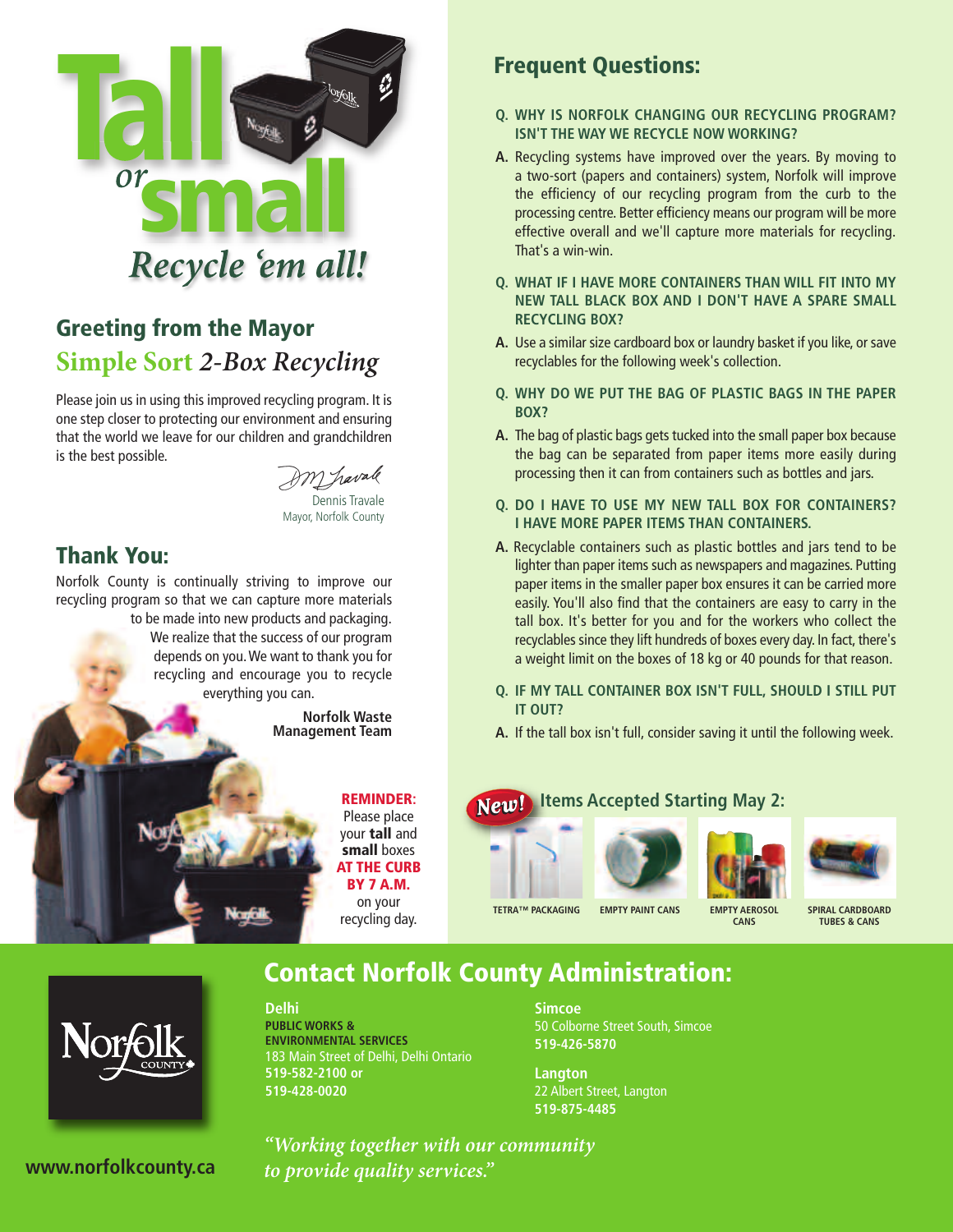# Tall *or* small *Recycle 'em all!*

## Greeting from the Mayor

## Simple Sort *2-Box Recycling*

Please join us in using this improved recycling program. It is one step closer to protecting our environment and ensuring that the world we leave for our children and grandchildren is the best possible.

Dennis Travale
Mayor, Norfolk County

## Thank You:

Norfolk County is continually striving to improve our recycling program so that we can capture more materials to be made into new products and packaging. We realize that the success of our program depends on you. We want to thank you for recycling and encourage you to recycle everything you can.

**Norfolk Waste Management Team**

**REMINDER:** Please place your **tall** and **small** boxes **AT THE CURB BY 7 A.M.** on your recycling day.

## Frequent Questions:

**Q. WHY IS NORFOLK CHANGING OUR RECYCLING PROGRAM? ISN'T THE WAY WE RECYCLE NOW WORKING?**

**A.** Recycling systems have improved over the years. By moving to a two-sort (papers and containers) system, Norfolk will improve the efficiency of our recycling program from the curb to the processing centre. Better efficiency means our program will be more effective overall and we'll capture more materials for recycling. That's a win-win.

**Q. WHAT IF I HAVE MORE CONTAINERS THAN WILL FIT INTO MY NEW TALL BLACK BOX AND I DON'T HAVE A SPARE SMALL RECYCLING BOX?**

**A.** Use a similar size cardboard box or laundry basket if you like, or save recyclables for the following week's collection.

**Q. WHY DO WE PUT THE BAG OF PLASTIC BAGS IN THE PAPER BOX?**

**A.** The bag of plastic bags gets tucked into the small paper box because the bag can be separated from paper items more easily during processing then it can from containers such as bottles and jars.

**Q. DO I HAVE TO USE MY NEW TALL BOX FOR CONTAINERS? I HAVE MORE PAPER ITEMS THAN CONTAINERS.**

**A.** Recyclable containers such as plastic bottles and jars tend to be lighter than paper items such as newspapers and magazines. Putting paper items in the smaller paper box ensures it can be carried more easily. You'll also find that the containers are easy to carry in the tall box. It's better for you and for the workers who collect the recyclables since they lift hundreds of boxes every day. In fact, there's a weight limit on the boxes of 18 kg or 40 pounds for that reason.

**Q. IF MY TALL CONTAINER BOX ISN'T FULL, SHOULD I STILL PUT IT OUT?**

**A.** If the tall box isn't full, consider saving it until the following week.

### *New!* Items Accepted Starting May 2:

TETRA™ PACKAGING

EMPTY PAINT CANS

EMPTY AEROSOL CANS

SPIRAL CARDBOARD TUBES & CANS

## Contact Norfolk County Administration:

**Delhi**
**PUBLIC WORKS & ENVIRONMENTAL SERVICES**
183 Main Street of Delhi, Delhi Ontario
**519-582-2100 or**
**519-428-0020**

**Simcoe**
50 Colborne Street South, Simcoe
**519-426-5870**

**Langton**
22 Albert Street, Langton
**519-875-4485**

*"Working together with our community to provide quality services."*

**www.norfolkcounty.ca**